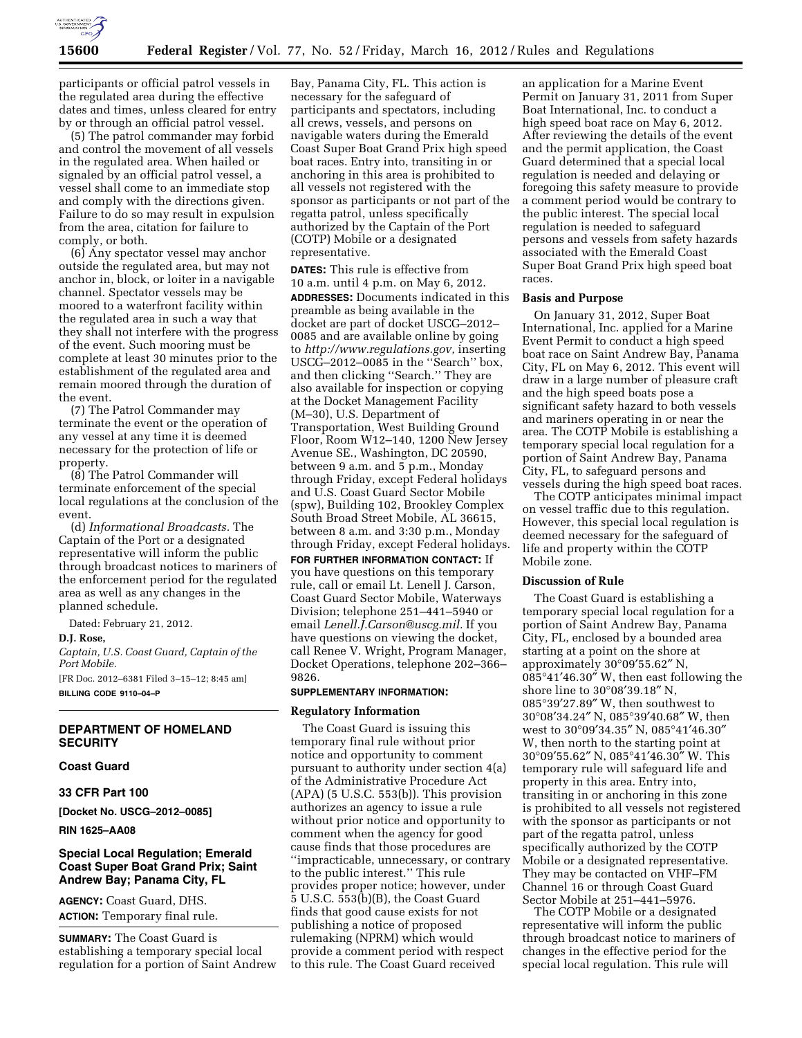participants or official patrol vessels in the regulated area during the effective dates and times, unless cleared for entry by or through an official patrol vessel.

(5) The patrol commander may forbid and control the movement of all vessels in the regulated area. When hailed or signaled by an official patrol vessel, a vessel shall come to an immediate stop and comply with the directions given. Failure to do so may result in expulsion from the area, citation for failure to comply, or both.

(6) Any spectator vessel may anchor outside the regulated area, but may not anchor in, block, or loiter in a navigable channel. Spectator vessels may be moored to a waterfront facility within the regulated area in such a way that they shall not interfere with the progress of the event. Such mooring must be complete at least 30 minutes prior to the establishment of the regulated area and remain moored through the duration of the event.

(7) The Patrol Commander may terminate the event or the operation of any vessel at any time it is deemed necessary for the protection of life or property.

(8) The Patrol Commander will terminate enforcement of the special local regulations at the conclusion of the event.

(d) *Informational Broadcasts.* The Captain of the Port or a designated representative will inform the public through broadcast notices to mariners of the enforcement period for the regulated area as well as any changes in the planned schedule.

Dated: February 21, 2012.

**D.J. Rose,**

*Captain, U.S. Coast Guard, Captain of the Port Mobile.*

[FR Doc. 2012–6381 Filed 3–15–12; 8:45 am]

**BILLING CODE 9110–04–P**

---

## DEPARTMENT OF HOMELAND SECURITY

### Coast Guard

### 33 CFR Part 100

**[Docket No. USCG–2012–0085]**

**RIN 1625–AA08**

## Special Local Regulation; Emerald Coast Super Boat Grand Prix; Saint Andrew Bay; Panama City, FL

**AGENCY:** Coast Guard, DHS.

**ACTION:** Temporary final rule.

**SUMMARY:** The Coast Guard is establishing a temporary special local regulation for a portion of Saint Andrew Bay, Panama City, FL. This action is necessary for the safeguard of participants and spectators, including all crews, vessels, and persons on navigable waters during the Emerald Coast Super Boat Grand Prix high speed boat races. Entry into, transiting in or anchoring in this area is prohibited to all vessels not registered with the sponsor as participants or not part of the regatta patrol, unless specifically authorized by the Captain of the Port (COTP) Mobile or a designated representative.

**DATES:** This rule is effective from 10 a.m. until 4 p.m. on May 6, 2012.

**ADDRESSES:** Documents indicated in this preamble as being available in the docket are part of docket USCG–2012–0085 and are available online by going to *http://www.regulations.gov,* inserting USCG–2012–0085 in the ''Search'' box, and then clicking ''Search.'' They are also available for inspection or copying at the Docket Management Facility (M–30), U.S. Department of Transportation, West Building Ground Floor, Room W12–140, 1200 New Jersey Avenue SE., Washington, DC 20590, between 9 a.m. and 5 p.m., Monday through Friday, except Federal holidays and U.S. Coast Guard Sector Mobile (spw), Building 102, Brookley Complex South Broad Street Mobile, AL 36615, between 8 a.m. and 3:30 p.m., Monday through Friday, except Federal holidays.

**FOR FURTHER INFORMATION CONTACT:** If you have questions on this temporary rule, call or email Lt. Lenell J. Carson, Coast Guard Sector Mobile, Waterways Division; telephone 251–441–5940 or email *Lenell.J.Carson@uscg.mil.* If you have questions on viewing the docket, call Renee V. Wright, Program Manager, Docket Operations, telephone 202–366–9826.

**SUPPLEMENTARY INFORMATION:**

### Regulatory Information

The Coast Guard is issuing this temporary final rule without prior notice and opportunity to comment pursuant to authority under section 4(a) of the Administrative Procedure Act (APA) (5 U.S.C. 553(b)). This provision authorizes an agency to issue a rule without prior notice and opportunity to comment when the agency for good cause finds that those procedures are ''impracticable, unnecessary, or contrary to the public interest.'' This rule provides proper notice; however, under 5 U.S.C. 553(b)(B), the Coast Guard finds that good cause exists for not publishing a notice of proposed rulemaking (NPRM) which would provide a comment period with respect to this rule. The Coast Guard received an application for a Marine Event Permit on January 31, 2011 from Super Boat International, Inc. to conduct a high speed boat race on May 6, 2012. After reviewing the details of the event and the permit application, the Coast Guard determined that a special local regulation is needed and delaying or foregoing this safety measure to provide a comment period would be contrary to the public interest. The special local regulation is needed to safeguard persons and vessels from safety hazards associated with the Emerald Coast Super Boat Grand Prix high speed boat races.

### Basis and Purpose

On January 31, 2012, Super Boat International, Inc. applied for a Marine Event Permit to conduct a high speed boat race on Saint Andrew Bay, Panama City, FL on May 6, 2012. This event will draw in a large number of pleasure craft and the high speed boats pose a significant safety hazard to both vessels and mariners operating in or near the area. The COTP Mobile is establishing a temporary special local regulation for a portion of Saint Andrew Bay, Panama City, FL, to safeguard persons and vessels during the high speed boat races.

The COTP anticipates minimal impact on vessel traffic due to this regulation. However, this special local regulation is deemed necessary for the safeguard of life and property within the COTP Mobile zone.

### Discussion of Rule

The Coast Guard is establishing a temporary special local regulation for a portion of Saint Andrew Bay, Panama City, FL, enclosed by a bounded area starting at a point on the shore at approximately 30°09′55.62″ N, 085°41′46.30″ W, then east following the shore line to 30°08′39.18″ N, 085°39′27.89″ W, then southwest to 30°08′34.24″ N, 085°39′40.68″ W, then west to 30°09′34.35″ N, 085°41′46.30″ W, then north to the starting point at 30°09′55.62″ N, 085°41′46.30″ W. This temporary rule will safeguard life and property in this area. Entry into, transiting in or anchoring in this zone is prohibited to all vessels not registered with the sponsor as participants or not part of the regatta patrol, unless specifically authorized by the COTP Mobile or a designated representative. They may be contacted on VHF–FM Channel 16 or through Coast Guard Sector Mobile at 251–441–5976.

The COTP Mobile or a designated representative will inform the public through broadcast notice to mariners of changes in the effective period for the special local regulation. This rule will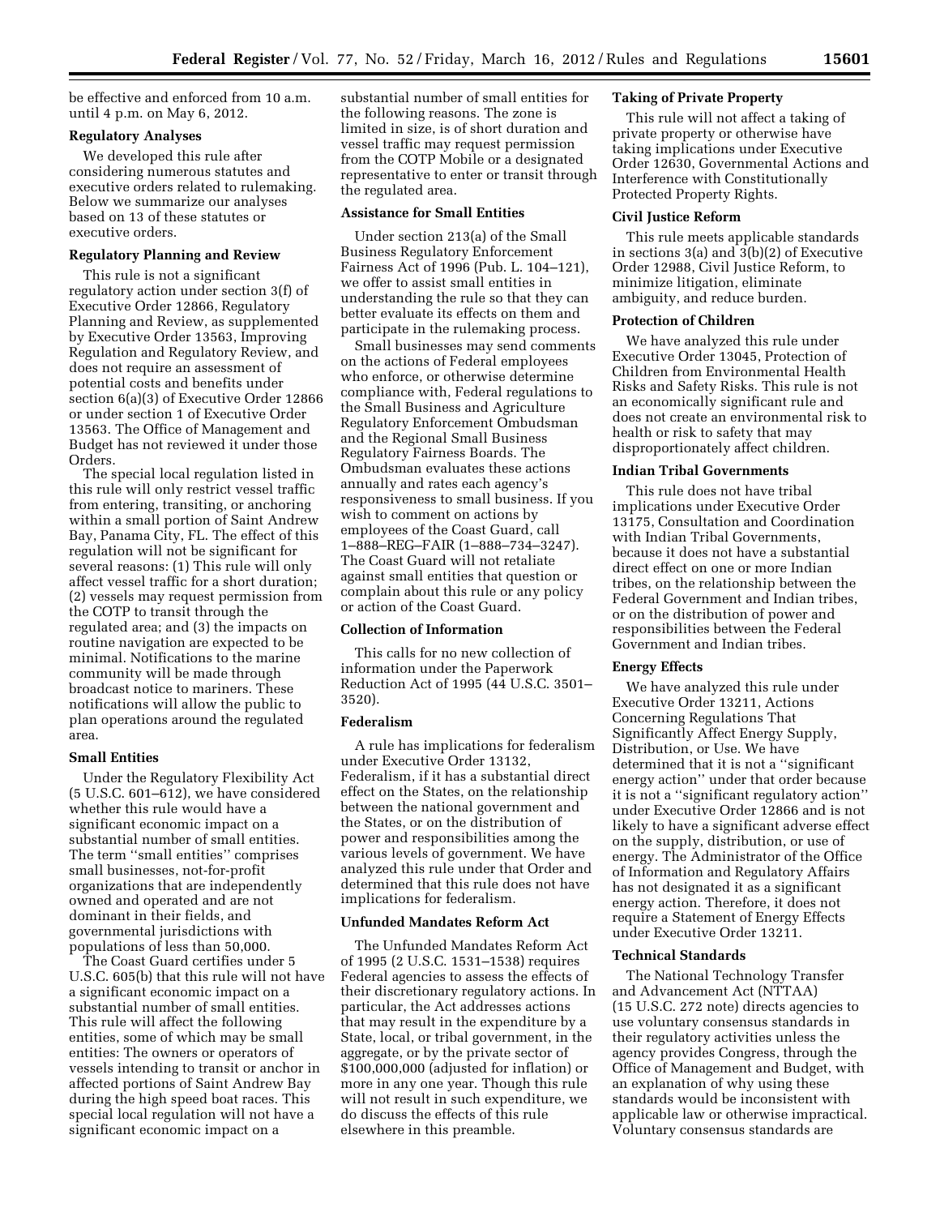be effective and enforced from 10 a.m. until 4 p.m. on May 6, 2012.

## Regulatory Analyses

We developed this rule after considering numerous statutes and executive orders related to rulemaking. Below we summarize our analyses based on 13 of these statutes or executive orders.

### Regulatory Planning and Review

This rule is not a significant regulatory action under section 3(f) of Executive Order 12866, Regulatory Planning and Review, as supplemented by Executive Order 13563, Improving Regulation and Regulatory Review, and does not require an assessment of potential costs and benefits under section 6(a)(3) of Executive Order 12866 or under section 1 of Executive Order 13563. The Office of Management and Budget has not reviewed it under those Orders.

The special local regulation listed in this rule will only restrict vessel traffic from entering, transiting, or anchoring within a small portion of Saint Andrew Bay, Panama City, FL. The effect of this regulation will not be significant for several reasons: (1) This rule will only affect vessel traffic for a short duration; (2) vessels may request permission from the COTP to transit through the regulated area; and (3) the impacts on routine navigation are expected to be minimal. Notifications to the marine community will be made through broadcast notice to mariners. These notifications will allow the public to plan operations around the regulated area.

### Small Entities

Under the Regulatory Flexibility Act (5 U.S.C. 601–612), we have considered whether this rule would have a significant economic impact on a substantial number of small entities. The term ''small entities'' comprises small businesses, not-for-profit organizations that are independently owned and operated and are not dominant in their fields, and governmental jurisdictions with populations of less than 50,000.

The Coast Guard certifies under 5 U.S.C. 605(b) that this rule will not have a significant economic impact on a substantial number of small entities. This rule will affect the following entities, some of which may be small entities: The owners or operators of vessels intending to transit or anchor in affected portions of Saint Andrew Bay during the high speed boat races. This special local regulation will not have a significant economic impact on a substantial number of small entities for the following reasons. The zone is limited in size, is of short duration and vessel traffic may request permission from the COTP Mobile or a designated representative to enter or transit through the regulated area.

### Assistance for Small Entities

Under section 213(a) of the Small Business Regulatory Enforcement Fairness Act of 1996 (Pub. L. 104–121), we offer to assist small entities in understanding the rule so that they can better evaluate its effects on them and participate in the rulemaking process.

Small businesses may send comments on the actions of Federal employees who enforce, or otherwise determine compliance with, Federal regulations to the Small Business and Agriculture Regulatory Enforcement Ombudsman and the Regional Small Business Regulatory Fairness Boards. The Ombudsman evaluates these actions annually and rates each agency's responsiveness to small business. If you wish to comment on actions by employees of the Coast Guard, call 1–888–REG–FAIR (1–888–734–3247). The Coast Guard will not retaliate against small entities that question or complain about this rule or any policy or action of the Coast Guard.

### Collection of Information

This calls for no new collection of information under the Paperwork Reduction Act of 1995 (44 U.S.C. 3501–3520).

### Federalism

A rule has implications for federalism under Executive Order 13132, Federalism, if it has a substantial direct effect on the States, on the relationship between the national government and the States, or on the distribution of power and responsibilities among the various levels of government. We have analyzed this rule under that Order and determined that this rule does not have implications for federalism.

### Unfunded Mandates Reform Act

The Unfunded Mandates Reform Act of 1995 (2 U.S.C. 1531–1538) requires Federal agencies to assess the effects of their discretionary regulatory actions. In particular, the Act addresses actions that may result in the expenditure by a State, local, or tribal government, in the aggregate, or by the private sector of $100,000,000 (adjusted for inflation) or more in any one year. Though this rule will not result in such expenditure, we do discuss the effects of this rule elsewhere in this preamble.

### Taking of Private Property

This rule will not affect a taking of private property or otherwise have taking implications under Executive Order 12630, Governmental Actions and Interference with Constitutionally Protected Property Rights.

### Civil Justice Reform

This rule meets applicable standards in sections 3(a) and 3(b)(2) of Executive Order 12988, Civil Justice Reform, to minimize litigation, eliminate ambiguity, and reduce burden.

### Protection of Children

We have analyzed this rule under Executive Order 13045, Protection of Children from Environmental Health Risks and Safety Risks. This rule is not an economically significant rule and does not create an environmental risk to health or risk to safety that may disproportionately affect children.

### Indian Tribal Governments

This rule does not have tribal implications under Executive Order 13175, Consultation and Coordination with Indian Tribal Governments, because it does not have a substantial direct effect on one or more Indian tribes, on the relationship between the Federal Government and Indian tribes, or on the distribution of power and responsibilities between the Federal Government and Indian tribes.

### Energy Effects

We have analyzed this rule under Executive Order 13211, Actions Concerning Regulations That Significantly Affect Energy Supply, Distribution, or Use. We have determined that it is not a ''significant energy action'' under that order because it is not a ''significant regulatory action'' under Executive Order 12866 and is not likely to have a significant adverse effect on the supply, distribution, or use of energy. The Administrator of the Office of Information and Regulatory Affairs has not designated it as a significant energy action. Therefore, it does not require a Statement of Energy Effects under Executive Order 13211.

### Technical Standards

The National Technology Transfer and Advancement Act (NTTAA) (15 U.S.C. 272 note) directs agencies to use voluntary consensus standards in their regulatory activities unless the agency provides Congress, through the Office of Management and Budget, with an explanation of why using these standards would be inconsistent with applicable law or otherwise impractical. Voluntary consensus standards are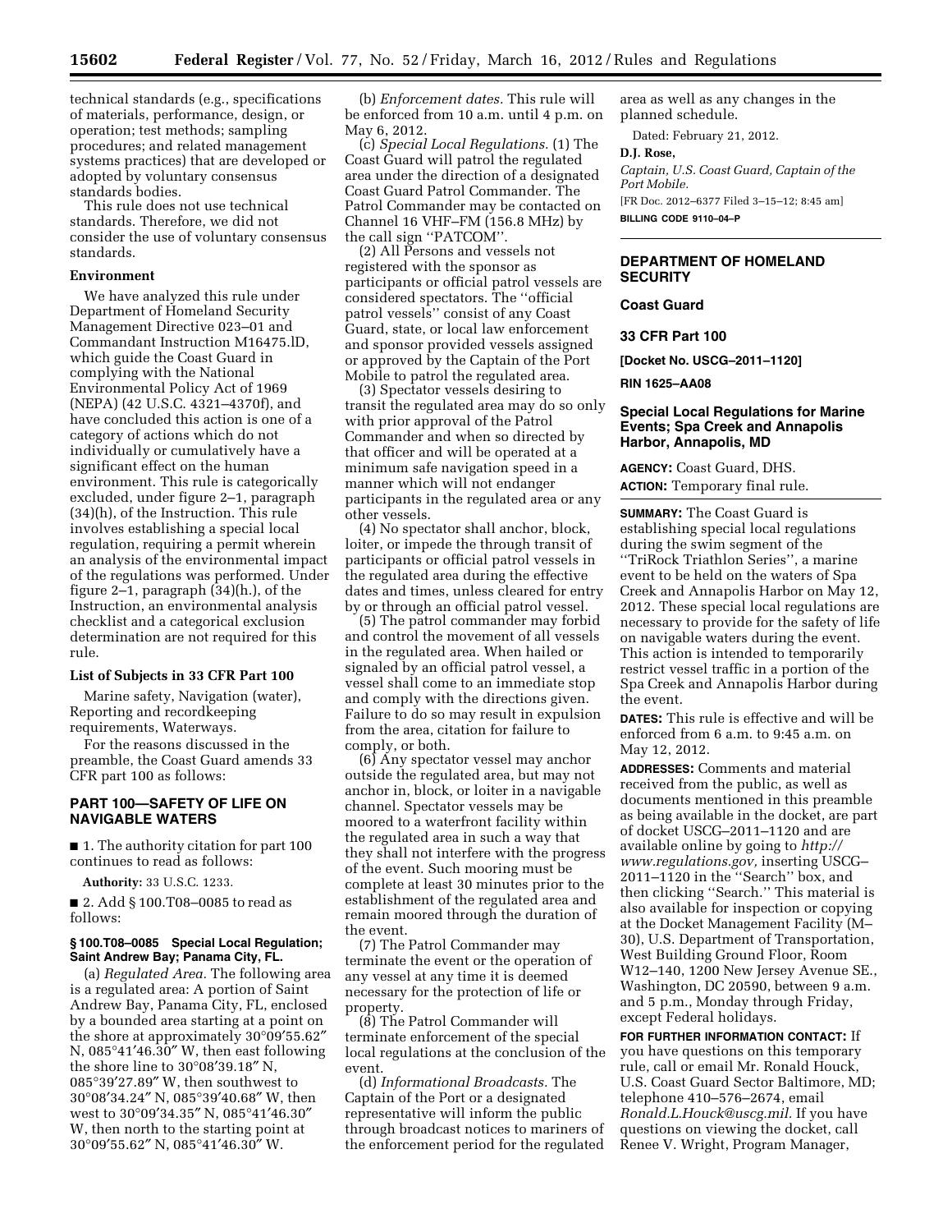technical standards (e.g., specifications of materials, performance, design, or operation; test methods; sampling procedures; and related management systems practices) that are developed or adopted by voluntary consensus standards bodies.

This rule does not use technical standards. Therefore, we did not consider the use of voluntary consensus standards.

**Environment**

We have analyzed this rule under Department of Homeland Security Management Directive 023–01 and Commandant Instruction M16475.lD, which guide the Coast Guard in complying with the National Environmental Policy Act of 1969 (NEPA) (42 U.S.C. 4321–4370f), and have concluded this action is one of a category of actions which do not individually or cumulatively have a significant effect on the human environment. This rule is categorically excluded, under figure 2–1, paragraph (34)(h), of the Instruction. This rule involves establishing a special local regulation, requiring a permit wherein an analysis of the environmental impact of the regulations was performed. Under figure 2–1, paragraph (34)(h.), of the Instruction, an environmental analysis checklist and a categorical exclusion determination are not required for this rule.

**List of Subjects in 33 CFR Part 100**

Marine safety, Navigation (water), Reporting and recordkeeping requirements, Waterways.

For the reasons discussed in the preamble, the Coast Guard amends 33 CFR part 100 as follows:

## PART 100—SAFETY OF LIFE ON NAVIGABLE WATERS

■ 1. The authority citation for part 100 continues to read as follows:

**Authority:** 33 U.S.C. 1233.

■ 2. Add § 100.T08–0085 to read as follows:

### § 100.T08–0085 Special Local Regulation; Saint Andrew Bay; Panama City, FL.

(a) *Regulated Area.* The following area is a regulated area: A portion of Saint Andrew Bay, Panama City, FL, enclosed by a bounded area starting at a point on the shore at approximately 30°09′55.62″ N, 085°41′46.30″ W, then east following the shore line to 30°08′39.18″ N, 085°39′27.89″ W, then southwest to 30°08′34.24″ N, 085°39′40.68″ W, then west to 30°09′34.35″ N, 085°41′46.30″ W, then north to the starting point at 30°09′55.62″ N, 085°41′46.30″ W.

(b) *Enforcement dates.* This rule will be enforced from 10 a.m. until 4 p.m. on May 6, 2012.

(c) *Special Local Regulations.* (1) The Coast Guard will patrol the regulated area under the direction of a designated Coast Guard Patrol Commander. The Patrol Commander may be contacted on Channel 16 VHF–FM (156.8 MHz) by the call sign ''PATCOM''.

(2) All Persons and vessels not registered with the sponsor as participants or official patrol vessels are considered spectators. The ''official patrol vessels'' consist of any Coast Guard, state, or local law enforcement and sponsor provided vessels assigned or approved by the Captain of the Port Mobile to patrol the regulated area.

(3) Spectator vessels desiring to transit the regulated area may do so only with prior approval of the Patrol Commander and when so directed by that officer and will be operated at a minimum safe navigation speed in a manner which will not endanger participants in the regulated area or any other vessels.

(4) No spectator shall anchor, block, loiter, or impede the through transit of participants or official patrol vessels in the regulated area during the effective dates and times, unless cleared for entry by or through an official patrol vessel.

(5) The patrol commander may forbid and control the movement of all vessels in the regulated area. When hailed or signaled by an official patrol vessel, a vessel shall come to an immediate stop and comply with the directions given. Failure to do so may result in expulsion from the area, citation for failure to comply, or both.

(6) Any spectator vessel may anchor outside the regulated area, but may not anchor in, block, or loiter in a navigable channel. Spectator vessels may be moored to a waterfront facility within the regulated area in such a way that they shall not interfere with the progress of the event. Such mooring must be complete at least 30 minutes prior to the establishment of the regulated area and remain moored through the duration of the event.

(7) The Patrol Commander may terminate the event or the operation of any vessel at any time it is deemed necessary for the protection of life or property.

(8) The Patrol Commander will terminate enforcement of the special local regulations at the conclusion of the event.

(d) *Informational Broadcasts.* The Captain of the Port or a designated representative will inform the public through broadcast notices to mariners of the enforcement period for the regulated area as well as any changes in the planned schedule.

Dated: February 21, 2012.

**D.J. Rose,**

*Captain, U.S. Coast Guard, Captain of the Port Mobile.*

[FR Doc. 2012–6377 Filed 3–15–12; 8:45 am]

**BILLING CODE 9110–04–P**

---

## DEPARTMENT OF HOMELAND SECURITY

### Coast Guard

### 33 CFR Part 100

**[Docket No. USCG–2011–1120]**

**RIN 1625–AA08**

### Special Local Regulations for Marine Events; Spa Creek and Annapolis Harbor, Annapolis, MD

**AGENCY:** Coast Guard, DHS.

**ACTION:** Temporary final rule.

**SUMMARY:** The Coast Guard is establishing special local regulations during the swim segment of the ''TriRock Triathlon Series'', a marine event to be held on the waters of Spa Creek and Annapolis Harbor on May 12, 2012. These special local regulations are necessary to provide for the safety of life on navigable waters during the event. This action is intended to temporarily restrict vessel traffic in a portion of the Spa Creek and Annapolis Harbor during the event.

**DATES:** This rule is effective and will be enforced from 6 a.m. to 9:45 a.m. on May 12, 2012.

**ADDRESSES:** Comments and material received from the public, as well as documents mentioned in this preamble as being available in the docket, are part of docket USCG–2011–1120 and are available online by going to *http://www.regulations.gov,* inserting USCG–2011–1120 in the ''Search'' box, and then clicking ''Search.'' This material is also available for inspection or copying at the Docket Management Facility (M–30), U.S. Department of Transportation, West Building Ground Floor, Room W12–140, 1200 New Jersey Avenue SE., Washington, DC 20590, between 9 a.m. and 5 p.m., Monday through Friday, except Federal holidays.

**FOR FURTHER INFORMATION CONTACT:** If you have questions on this temporary rule, call or email Mr. Ronald Houck, U.S. Coast Guard Sector Baltimore, MD; telephone 410–576–2674, email *Ronald.L.Houck@uscg.mil.* If you have questions on viewing the docket, call Renee V. Wright, Program Manager,